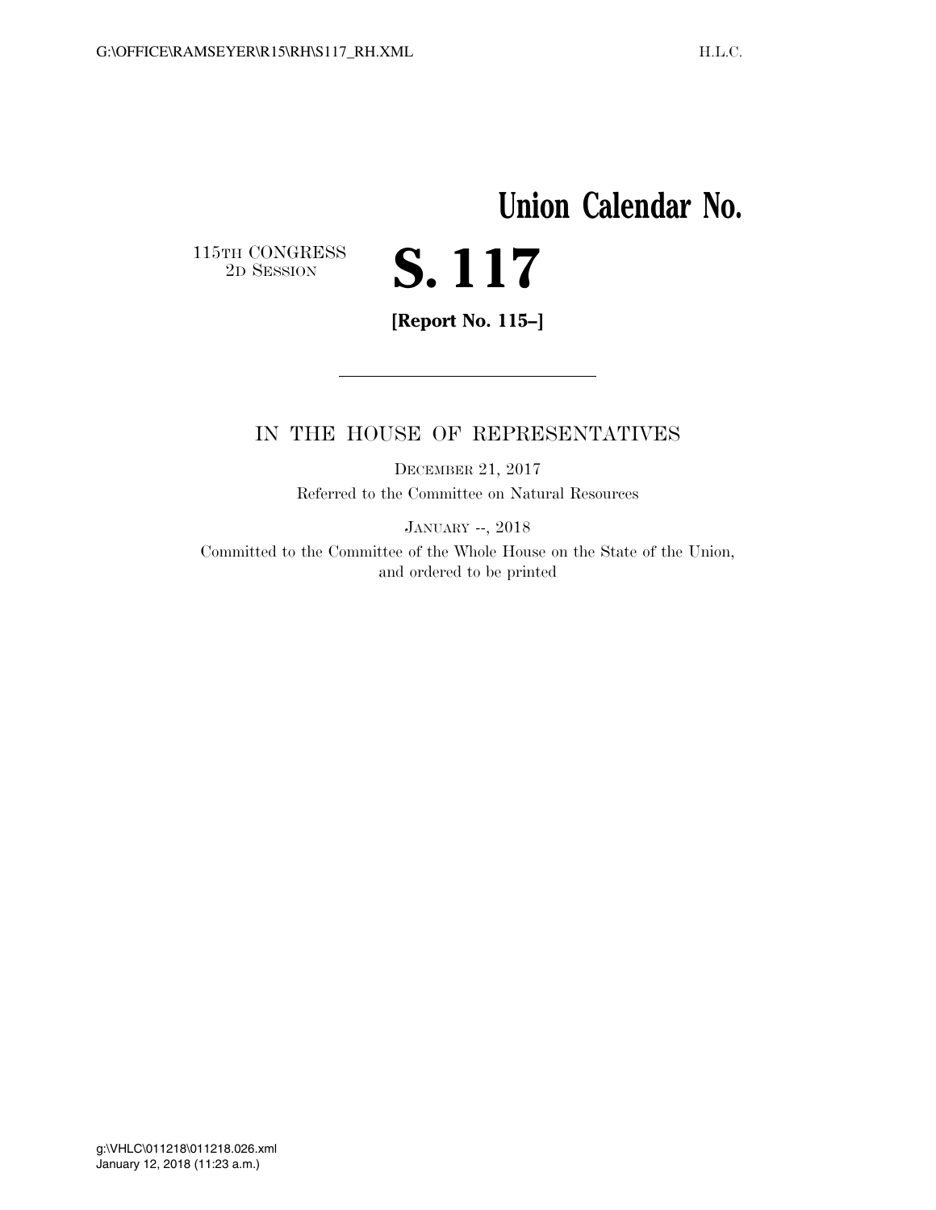# Union Calendar No.

115TH CONGRESS
2D SESSION

# S. 117

**[Report No. 115–]**

---

IN THE HOUSE OF REPRESENTATIVES

DECEMBER 21, 2017

Referred to the Committee on Natural Resources

JANUARY --, 2018

Committed to the Committee of the Whole House on the State of the Union, and ordered to be printed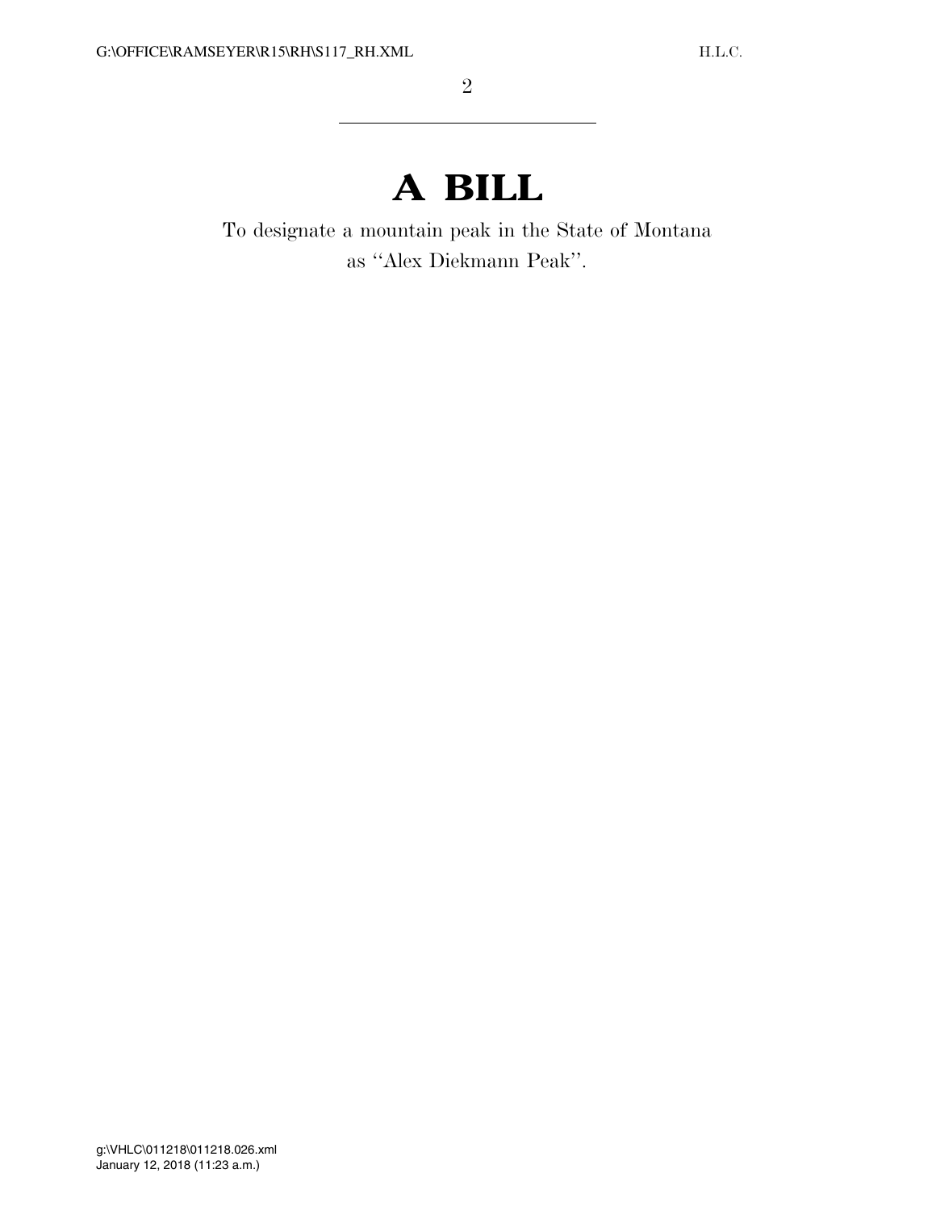# A BILL

To designate a mountain peak in the State of Montana as ''Alex Diekmann Peak''.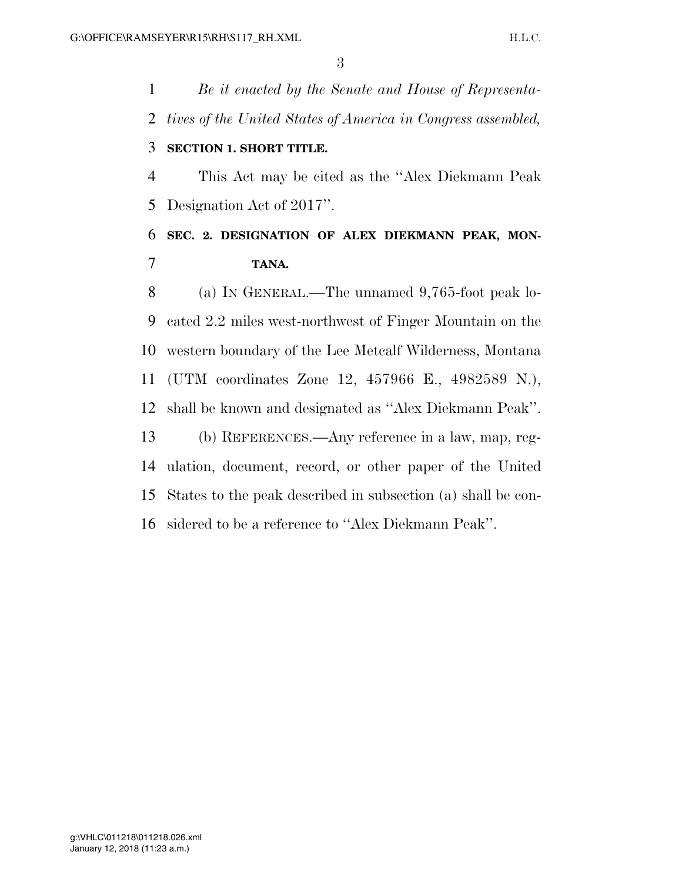*Be it enacted by the Senate and House of Representatives of the United States of America in Congress assembled,*

**SECTION 1. SHORT TITLE.**

This Act may be cited as the "Alex Diekmann Peak Designation Act of 2017".

**SEC. 2. DESIGNATION OF ALEX DIEKMANN PEAK, MONTANA.**

(a) IN GENERAL.—The unnamed 9,765-foot peak located 2.2 miles west-northwest of Finger Mountain on the western boundary of the Lee Metcalf Wilderness, Montana (UTM coordinates Zone 12, 457966 E., 4982589 N.), shall be known and designated as "Alex Diekmann Peak".

(b) REFERENCES.—Any reference in a law, map, regulation, document, record, or other paper of the United States to the peak described in subsection (a) shall be considered to be a reference to "Alex Diekmann Peak".